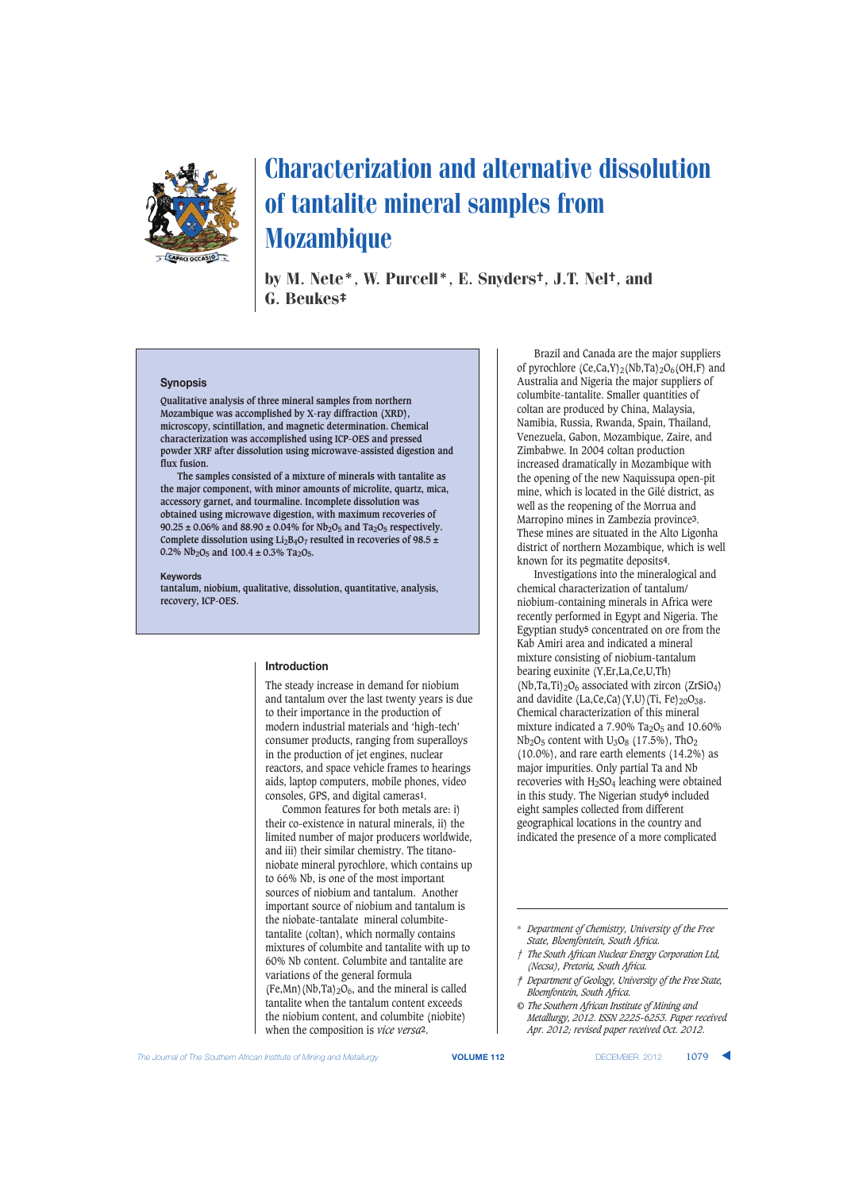# Characterization and alternative dissolution of tantalite mineral samples from Mozambique

by M. Nete*, W. Purcell*, E. Snyders†, J.T. Nel†, and G. Beukes‡

## Synopsis

Qualitative analysis of three mineral samples from northern Mozambique was accomplished by X-ray diffraction (XRD), microscopy, scintillation, and magnetic determination. Chemical characterization was accomplished using ICP-OES and pressed powder XRF after dissolution using microwave-assisted digestion and flux fusion.

The samples consisted of a mixture of minerals with tantalite as the major component, with minor amounts of microlite, quartz, mica, accessory garnet, and tourmaline. Incomplete dissolution was obtained using microwave digestion, with maximum recoveries of 90.25 ± 0.06% and 88.90 ± 0.04% for $Nb_2O_5$ and $Ta_2O_5$ respectively. Complete dissolution using $Li_2B_4O_7$ resulted in recoveries of 98.5 ± 0.2% $Nb_2O_5$ and 100.4 ± 0.3% $Ta_2O_5$.

**Keywords**
tantalum, niobium, qualitative, dissolution, quantitative, analysis, recovery, ICP-OES.

## Introduction

The steady increase in demand for niobium and tantalum over the last twenty years is due to their importance in the production of modern industrial materials and 'high-tech' consumer products, ranging from superalloys in the production of jet engines, nuclear reactors, and space vehicle frames to hearings aids, laptop computers, mobile phones, video consoles, GPS, and digital cameras[1].

Common features for both metals are: i) their co-existence in natural minerals, ii) the limited number of major producers worldwide, and iii) their similar chemistry. The titano-niobate mineral pyrochlore, which contains up to 66% Nb, is one of the most important sources of niobium and tantalum. Another important source of niobium and tantalum is the niobate-tantalate mineral columbite-tantalite (coltan), which normally contains mixtures of columbite and tantalite with up to 60% Nb content. Columbite and tantalite are variations of the general formula $(Fe,Mn)(Nb,Ta)_2O_6$, and the mineral is called tantalite when the tantalum content exceeds the niobium content, and columbite (niobite) when the composition is *vice versa*[2].

Brazil and Canada are the major suppliers of pyrochlore $(Ce,Ca,Y)_2(Nb,Ta)_2O_6(OH,F)$ and Australia and Nigeria the major suppliers of columbite-tantalite. Smaller quantities of coltan are produced by China, Malaysia, Namibia, Russia, Rwanda, Spain, Thailand, Venezuela, Gabon, Mozambique, Zaire, and Zimbabwe. In 2004 coltan production increased dramatically in Mozambique with the opening of the new Naquissupa open-pit mine, which is located in the Gilé district, as well as the reopening of the Morrua and Marropino mines in Zambezia province[3]. These mines are situated in the Alto Ligonha district of northern Mozambique, which is well known for its pegmatite deposits[4].

Investigations into the mineralogical and chemical characterization of tantalum/niobium-containing minerals in Africa were recently performed in Egypt and Nigeria. The Egyptian study[5] concentrated on ore from the Kab Amiri area and indicated a mineral mixture consisting of niobium-tantalum bearing euxinite (Y,Er,La,Ce,U,Th)$(Nb,Ta,Ti)_2O_6$ associated with zircon ($ZrSiO_4$) and davidite (La,Ce,Ca)(Y,U)(Ti, Fe)$_{20}O_{38}$. Chemical characterization of this mineral mixture indicated a 7.90% $Ta_2O_5$ and 10.60% $Nb_2O_5$ content with $U_3O_8$ (17.5%), $ThO_2$ (10.0%), and rare earth elements (14.2%) as major impurities. Only partial Ta and Nb recoveries with $H_2SO_4$ leaching were obtained in this study. The Nigerian study[6] included eight samples collected from different geographical locations in the country and indicated the presence of a more complicated

\* *Department of Chemistry, University of the Free State, Bloemfontein, South Africa.*

† *The South African Nuclear Energy Corporation Ltd, (Necsa), Pretoria, South Africa.*

‡ *Department of Geology, University of the Free State, Bloemfontein, South Africa.*

© *The Southern African Institute of Mining and Metallurgy, 2012. ISSN 2225-6253. Paper received Apr. 2012; revised paper received Oct. 2012.*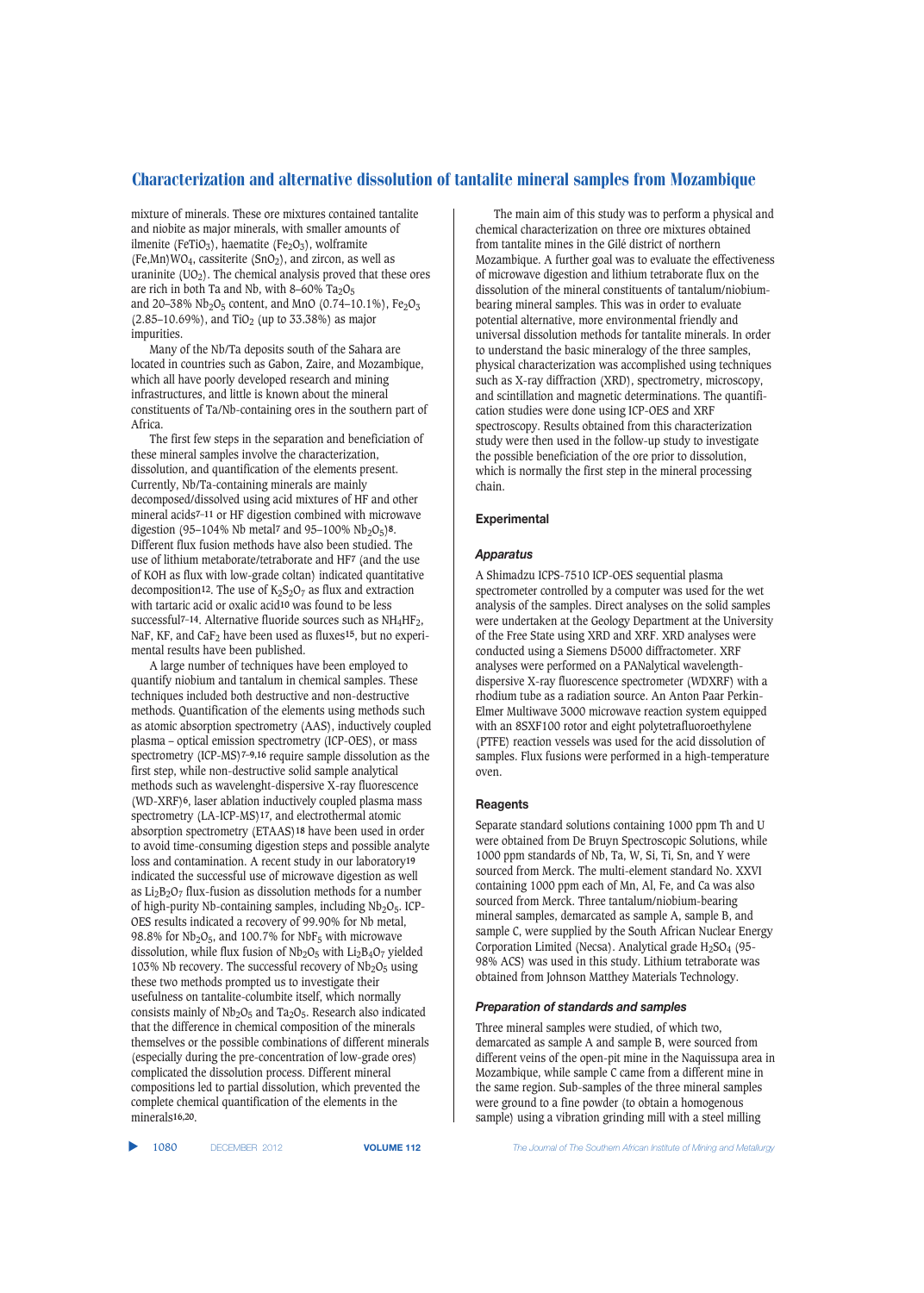mixture of minerals. These ore mixtures contained tantalite and niobite as major minerals, with smaller amounts of ilmenite ($FeTiO_3$), haematite ($Fe_2O_3$), wolframite $(Fe,Mn)WO_4$, cassiterite ($SnO_2$), and zircon, as well as uraninite ($UO_2$). The chemical analysis proved that these ores are rich in both Ta and Nb, with 8–60% $Ta_2O_5$ and 20–38% $Nb_2O_5$ content, and MnO (0.74–10.1%), $Fe_2O_3$ (2.85–10.69%), and $TiO_2$ (up to 33.38%) as major impurities.

Many of the Nb/Ta deposits south of the Sahara are located in countries such as Gabon, Zaire, and Mozambique, which all have poorly developed research and mining infrastructures, and little is known about the mineral constituents of Ta/Nb-containing ores in the southern part of Africa.

The first few steps in the separation and beneficiation of these mineral samples involve the characterization, dissolution, and quantification of the elements present. Currently, Nb/Ta-containing minerals are mainly decomposed/dissolved using acid mixtures of HF and other mineral acids[7–11] or HF digestion combined with microwave digestion (95–104% Nb metal[7] and 95–100% $Nb_2O_5$)[8]. Different flux fusion methods have also been studied. The use of lithium metaborate/tetraborate and HF[7] (and the use of KOH as flux with low-grade coltan) indicated quantitative decomposition[12]. The use of $K_2S_2O_7$ as flux and extraction with tartaric acid or oxalic acid[10] was found to be less successful[7–14]. Alternative fluoride sources such as $NH_4HF_2$, NaF, KF, and $CaF_2$ have been studied as fluxes[15], but no experimental results have been published.

A large number of techniques have been employed to quantify niobium and tantalum in chemical samples. These techniques included both destructive and non-destructive methods. Quantification of the elements using methods such as atomic absorption spectrometry (AAS), inductively coupled plasma – optical emission spectrometry (ICP-OES), or mass spectrometry (ICP-MS)[7–9,16] require sample dissolution as the first step, while non-destructive solid sample analytical methods such as wavelenght-dispersive X-ray fluorescence (WD-XRF)[6], laser ablation inductively coupled plasma mass spectrometry (LA-ICP-MS)[17], and electrothermal atomic absorption spectrometry (ETAAS)[18] have been used in order to avoid time-consuming digestion steps and possible analyte loss and contamination. A recent study in our laboratory[19] indicated the successful use of microwave digestion as well as $Li_2B_2O_7$ flux-fusion as dissolution methods for a number of high-purity Nb-containing samples, including $Nb_2O_5$. ICP-OES results indicated a recovery of 99.90% for Nb metal, 98.8% for $Nb_2O_5$, and 100.7% for $NbF_5$ with microwave dissolution, while flux fusion of $Nb_2O_5$ with $Li_2B_4O_7$ yielded 103% Nb recovery. The successful recovery of $Nb_2O_5$ using these two methods prompted us to investigate their usefulness on tantalite-columbite itself, which normally consists mainly of $Nb_2O_5$ and $Ta_2O_5$. Research also indicated that the difference in chemical composition of the minerals themselves or the possible combinations of different minerals (especially during the pre-concentration of low-grade ores) complicated the dissolution process. Different mineral compositions led to partial dissolution, which prevented the complete chemical quantification of the elements in the minerals[16,20].

The main aim of this study was to perform a physical and chemical characterization on three ore mixtures obtained from tantalite mines in the Gilé district of northern Mozambique. A further goal was to evaluate the effectiveness of microwave digestion and lithium tetraborate flux on the dissolution of the mineral constituents of tantalum/niobium-bearing mineral samples. This was in order to evaluate potential alternative, more environmental friendly and universal dissolution methods for tantalite minerals. In order to understand the basic mineralogy of the three samples, physical characterization was accomplished using techniques such as X-ray diffraction (XRD), spectrometry, microscopy, and scintillation and magnetic determinations. The quantification studies were done using ICP-OES and XRF spectroscopy. Results obtained from this characterization study were then used in the follow-up study to investigate the possible beneficiation of the ore prior to dissolution, which is normally the first step in the mineral processing chain.

## Experimental

### *Apparatus*

A Shimadzu ICPS-7510 ICP-OES sequential plasma spectrometer controlled by a computer was used for the wet analysis of the samples. Direct analyses on the solid samples were undertaken at the Geology Department at the University of the Free State using XRD and XRF. XRD analyses were conducted using a Siemens D5000 diffractometer. XRF analyses were performed on a PANalytical wavelength-dispersive X-ray fluorescence spectrometer (WDXRF) with a rhodium tube as a radiation source. An Anton Paar Perkin-Elmer Multiwave 3000 microwave reaction system equipped with an 8SXF100 rotor and eight polytetrafluoroethylene (PTFE) reaction vessels was used for the acid dissolution of samples. Flux fusions were performed in a high-temperature oven.

### Reagents

Separate standard solutions containing 1000 ppm Th and U were obtained from De Bruyn Spectroscopic Solutions, while 1000 ppm standards of Nb, Ta, W, Si, Ti, Sn, and Y were sourced from Merck. The multi-element standard No. XXVI containing 1000 ppm each of Mn, Al, Fe, and Ca was also sourced from Merck. Three tantalum/niobium-bearing mineral samples, demarcated as sample A, sample B, and sample C, were supplied by the South African Nuclear Energy Corporation Limited (Necsa). Analytical grade $H_2SO_4$ (95-98% ACS) was used in this study. Lithium tetraborate was obtained from Johnson Matthey Materials Technology.

### *Preparation of standards and samples*

Three mineral samples were studied, of which two, demarcated as sample A and sample B, were sourced from different veins of the open-pit mine in the Naquissupa area in Mozambique, while sample C came from a different mine in the same region. Sub-samples of the three mineral samples were ground to a fine powder (to obtain a homogenous sample) using a vibration grinding mill with a steel milling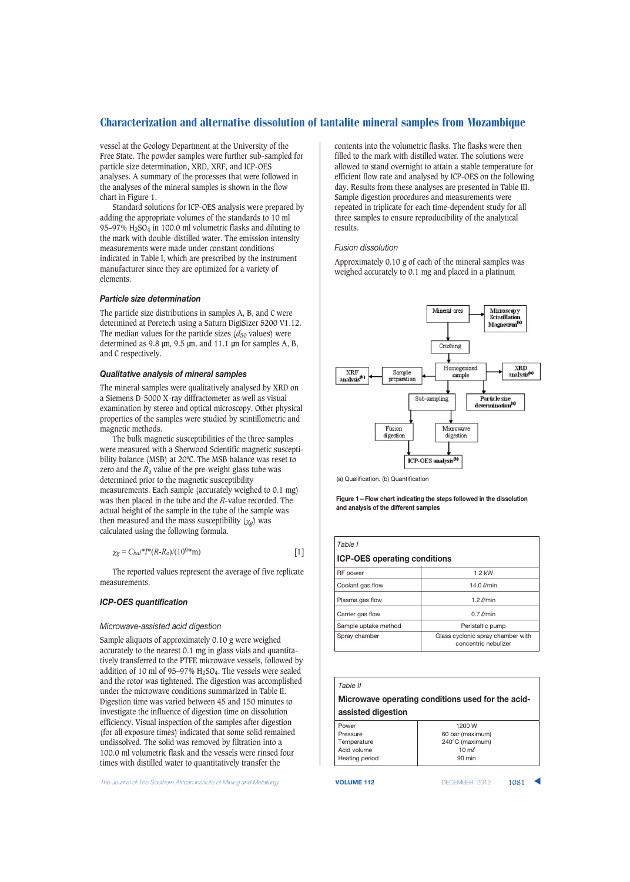vessel at the Geology Department at the University of the Free State. The powder samples were further sub-sampled for particle size determination, XRD, XRF, and ICP-OES analyses. A summary of the processes that were followed in the analyses of the mineral samples is shown in the flow chart in Figure 1.

Standard solutions for ICP-OES analysis were prepared by adding the appropriate volumes of the standards to 10 ml 95–97% $H_2SO_4$ in 100.0 ml volumetric flasks and diluting to the mark with double-distilled water. The emission intensity measurements were made under constant conditions indicated in Table I, which are prescribed by the instrument manufacturer since they are optimized for a variety of elements.

### Particle size determination

The particle size distributions in samples A, B, and C were determined at Poretech using a Saturn DigiSizer 5200 V1.12. The median values for the particle sizes ($d_{50}$ values) were determined as 9.8 µm, 9.5 µm, and 11.1 µm for samples A, B, and C respectively.

### Qualitative analysis of mineral samples

The mineral samples were qualitatively analysed by XRD on a Siemens D-5000 X-ray diffractometer as well as visual examination by stereo and optical microscopy. Other physical properties of the samples were studied by scintillometric and magnetic methods.

The bulk magnetic susceptibilities of the three samples were measured with a Sherwood Scientific magnetic susceptibility balance (MSB) at 20°C. The MSB balance was reset to zero and the $R_o$ value of the pre-weight glass tube was determined prior to the magnetic susceptibility measurements. Each sample (accurately weighed to 0.1 mg) was then placed in the tube and the $R$-value recorded. The actual height of the sample in the tube of the sample was then measured and the mass susceptibility ($\chi_g$) was calculated using the following formula.

$$\chi_g = C_{bal}*l*(R-R_o)/(10^9*m) \quad [1]$$

The reported values represent the average of five replicate measurements.

### ICP-OES quantification

#### Microwave-assisted acid digestion

Sample aliquots of approximately 0.10 g were weighed accurately to the nearest 0.1 mg in glass vials and quantitatively transferred to the PTFE microwave vessels, followed by addition of 10 ml of 95–97% $H_2SO_4$. The vessels were sealed and the rotor was tightened. The digestion was performed under the microwave conditions summarized in Table II. Digestion time was varied between 45 and 150 minutes to investigate the influence of digestion time on dissolution efficiency. Visual inspection of the samples after digestion (for all exposure times) indicated that some solid remained undissolved. The solid was removed by filtration into a 100.0 ml volumetric flask and the vessels were rinsed four times with distilled water to quantitatively transfer the contents into the volumetric flasks. The flasks were then filled to the mark with distilled water. The solutions were allowed to stand overnight to attain a stable temperature for efficient flow rate and analysed by ICP-OES on the following day. Results from these analyses are presented in Table III. Sample digestion procedures and measurements were repeated in triplicate for each time-dependent study for all three samples to ensure reproducibility of the analytical results.

#### Fusion dissolution

Approximately 0.10 g of each of the mineral samples was weighed accurately to 0.1 mg and placed in a platinum

(a) Qualification, (b) Quantification

**Figure 1—Flow chart indicating the steps followed in the dissolution and analysis of the different samples**

*Table I*

**ICP-OES operating conditions**

| | |
|---|---|
| RF power | 1.2 kW |
| Coolant gas flow | 14.0 ℓ/min |
| Plasma gas flow | 1.2 ℓ/min |
| Carrier gas flow | 0.7 ℓ/min |
| Sample uptake method | Peristaltic pump |
| Spray chamber | Glass cyclonic spray chamber with concentric nebulizer |

*Table II*

**Microwave operating conditions used for the acid-assisted digestion**

| | |
|---|---|
| Power | 1200 W |
| Pressure | 60 bar (maximum) |
| Temperature | 240°C (maximum) |
| Acid volume | 10 mℓ |
| Heating period | 90 min |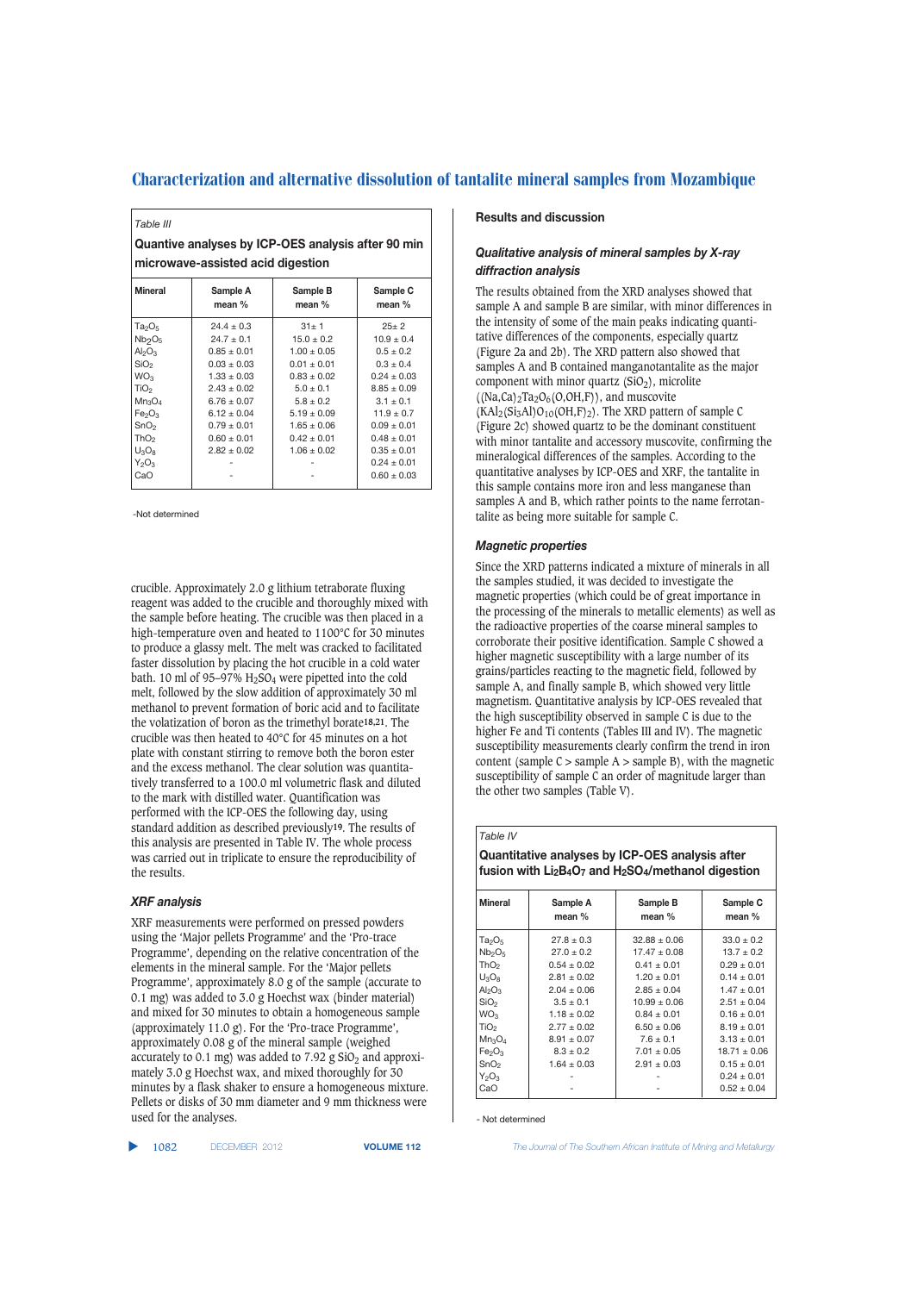*Table III*

**Quantive analyses by ICP-OES analysis after 90 min microwave-assisted acid digestion**

| Mineral | Sample A mean % | Sample B mean % | Sample C mean % |
|---|---|---|---|
| $Ta_2O_5$ | 24.4 ± 0.3 | 31± 1 | 25± 2 |
| $Nb_2O_5$ | 24.7 ± 0.1 | 15.0 ± 0.2 | 10.9 ± 0.4 |
| $Al_2O_3$ | 0.85 ± 0.01 | 1.00 ± 0.05 | 0.5 ± 0.2 |
| $SiO_2$ | 0.03 ± 0.03 | 0.01 ± 0.01 | 0.3 ± 0.4 |
| $WO_3$ | 1.33 ± 0.03 | 0.83 ± 0.02 | 0.24 ± 0.03 |
| $TiO_2$ | 2.43 ± 0.02 | 5.0 ± 0.1 | 8.85 ± 0.09 |
| $Mn_3O_4$ | 6.76 ± 0.07 | 5.8 ± 0.2 | 3.1 ± 0.1 |
| $Fe_2O_3$ | 6.12 ± 0.04 | 5.19 ± 0.09 | 11.9 ± 0.7 |
| $SnO_2$ | 0.79 ± 0.01 | 1.65 ± 0.06 | 0.09 ± 0.01 |
| $ThO_2$ | 0.60 ± 0.01 | 0.42 ± 0.01 | 0.48 ± 0.01 |
| $U_3O_8$ | 2.82 ± 0.02 | 1.06 ± 0.02 | 0.35 ± 0.01 |
| $Y_2O_3$ | - | - | 0.24 ± 0.01 |
| CaO | - | - | 0.60 ± 0.03 |

-Not determined

crucible. Approximately 2.0 g lithium tetraborate fluxing reagent was added to the crucible and thoroughly mixed with the sample before heating. The crucible was then placed in a high-temperature oven and heated to 1100°C for 30 minutes to produce a glassy melt. The melt was cracked to facilitated faster dissolution by placing the hot crucible in a cold water bath. 10 ml of 95–97% $H_2SO_4$ were pipetted into the cold melt, followed by the slow addition of approximately 30 ml methanol to prevent formation of boric acid and to facilitate the volatization of boron as the trimethyl borate[18,21]. The crucible was then heated to 40°C for 45 minutes on a hot plate with constant stirring to remove both the boron ester and the excess methanol. The clear solution was quantitatively transferred to a 100.0 ml volumetric flask and diluted to the mark with distilled water. Quantification was performed with the ICP-OES the following day, using standard addition as described previously[19]. The results of this analysis are presented in Table IV. The whole process was carried out in triplicate to ensure the reproducibility of the results.

### *XRF analysis*

XRF measurements were performed on pressed powders using the 'Major pellets Programme' and the 'Pro-trace Programme', depending on the relative concentration of the elements in the mineral sample. For the 'Major pellets Programme', approximately 8.0 g of the sample (accurate to 0.1 mg) was added to 3.0 g Hoechst wax (binder material) and mixed for 30 minutes to obtain a homogeneous sample (approximately 11.0 g). For the 'Pro-trace Programme', approximately 0.08 g of the mineral sample (weighed accurately to 0.1 mg) was added to 7.92 g $SiO_2$ and approximately 3.0 g Hoechst wax, and mixed thoroughly for 30 minutes by a flask shaker to ensure a homogeneous mixture. Pellets or disks of 30 mm diameter and 9 mm thickness were used for the analyses.

## Results and discussion

### *Qualitative analysis of mineral samples by X-ray diffraction analysis*

The results obtained from the XRD analyses showed that sample A and sample B are similar, with minor differences in the intensity of some of the main peaks indicating quantitative differences of the components, especially quartz (Figure 2a and 2b). The XRD pattern also showed that samples A and B contained manganotantalite as the major component with minor quartz ($SiO_2$), microlite ($(Na,Ca)_2Ta_2O_6(O,OH,F)$), and muscovite ($(KAl_2(Si_3Al)O_{10}(OH,F)_2)$. The XRD pattern of sample C (Figure 2c) showed quartz to be the dominant constituent with minor tantalite and accessory muscovite, confirming the mineralogical differences of the samples. According to the quantitative analyses by ICP-OES and XRF, the tantalite in this sample contains more iron and less manganese than samples A and B, which rather points to the name ferrotantalite as being more suitable for sample C.

### *Magnetic properties*

Since the XRD patterns indicated a mixture of minerals in all the samples studied, it was decided to investigate the magnetic properties (which could be of great importance in the processing of the minerals to metallic elements) as well as the radioactive properties of the coarse mineral samples to corroborate their positive identification. Sample C showed a higher magnetic susceptibility with a large number of its grains/particles reacting to the magnetic field, followed by sample A, and finally sample B, which showed very little magnetism. Quantitative analysis by ICP-OES revealed that the high susceptibility observed in sample C is due to the higher Fe and Ti contents (Tables III and IV). The magnetic susceptibility measurements clearly confirm the trend in iron content (sample C > sample A > sample B), with the magnetic susceptibility of sample C an order of magnitude larger than the other two samples (Table V).

*Table IV*

**Quantitative analyses by ICP-OES analysis after fusion with $Li_2B_4O_7$ and $H_2SO_4$/methanol digestion**

| Mineral | Sample A mean % | Sample B mean % | Sample C mean % |
|---|---|---|---|
| $Ta_2O_5$ | 27.8 ± 0.3 | 32.88 ± 0.06 | 33.0 ± 0.2 |
| $Nb_2O_5$ | 27.0 ± 0.2 | 17.47 ± 0.08 | 13.7 ± 0.2 |
| $ThO_2$ | 0.54 ± 0.02 | 0.41 ± 0.01 | 0.29 ± 0.01 |
| $U_3O_8$ | 2.81 ± 0.02 | 1.20 ± 0.01 | 0.14 ± 0.01 |
| $Al_2O_3$ | 2.04 ± 0.06 | 2.85 ± 0.04 | 1.47 ± 0.01 |
| $SiO_2$ | 3.5 ± 0.1 | 10.99 ± 0.06 | 2.51 ± 0.04 |
| $WO_3$ | 1.18 ± 0.02 | 0.84 ± 0.01 | 0.16 ± 0.01 |
| $TiO_2$ | 2.77 ± 0.02 | 6.50 ± 0.06 | 8.19 ± 0.01 |
| $Mn_3O_4$ | 8.91 ± 0.07 | 7.6 ± 0.1 | 3.13 ± 0.01 |
| $Fe_2O_3$ | 8.3 ± 0.2 | 7.01 ± 0.05 | 18.71 ± 0.06 |
| $SnO_2$ | 1.64 ± 0.03 | 2.91 ± 0.03 | 0.15 ± 0.01 |
| $Y_2O_3$ | - | - | 0.24 ± 0.01 |
| CaO | - | - | 0.52 ± 0.04 |

- Not determined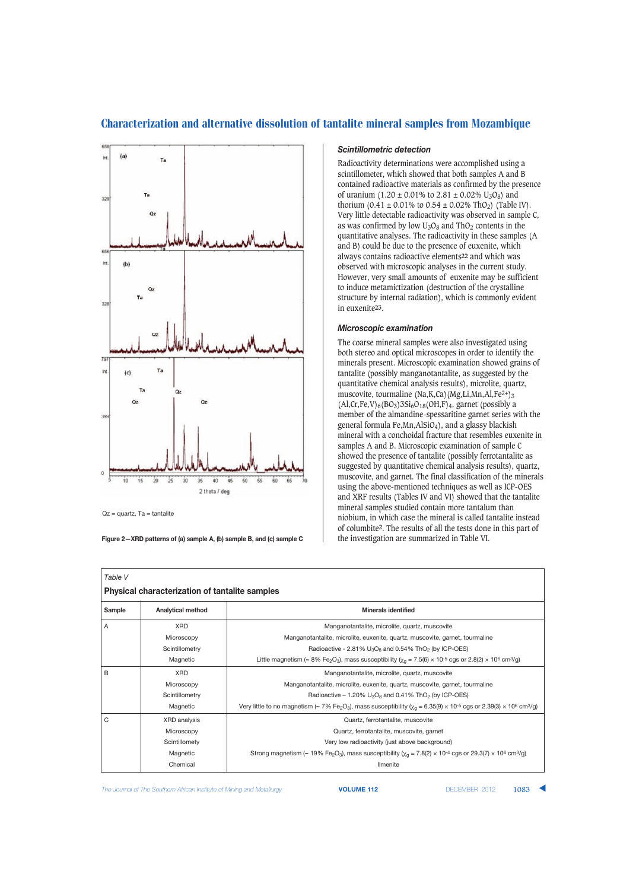Qz = quartz, Ta = tantalite

**Figure 2—XRD patterns of (a) sample A, (b) sample B, and (c) sample C**

### *Scintillometric detection*

Radioactivity determinations were accomplished using a scintillometer, which showed that both samples A and B contained radioactive materials as confirmed by the presence of uranium (1.20 ± 0.01% to 2.81 ± 0.02% $U_3O_8$) and thorium (0.41 ± 0.01% to 0.54 ± 0.02% $ThO_2$) (Table IV). Very little detectable radioactivity was observed in sample C, as was confirmed by low $U_3O_8$ and $ThO_2$ contents in the quantitative analyses. The radioactivity in these samples (A and B) could be due to the presence of euxenite, which always contains radioactive elements[22] and which was observed with microscopic analyses in the current study. However, very small amounts of euxenite may be sufficient to induce metamictization (destruction of the crystalline structure by internal radiation), which is commonly evident in euxenite[23].

### *Microscopic examination*

The coarse mineral samples were also investigated using both stereo and optical microscopes in order to identify the minerals present. Microscopic examination showed grains of tantalite (possibly manganotantalite, as suggested by the quantitative chemical analysis results), microlite, quartz, muscovite, tourmaline $(Na,K,Ca)(Mg,Li,Mn,Al,Fe^{2+})_3$ $(Al,Cr,Fe,V)_6(BO_3)3Si_6O_{18}(OH,F)_4$, garnet (possibly a member of the almandine-spessaritine garnet series with the general formula $Fe,Mn,AlSiO_4$), and a glassy blackish mineral with a conchoidal fracture that resembles euxenite in samples A and B. Microscopic examination of sample C showed the presence of tantalite (possibly ferrotantalite as suggested by quantitative chemical analysis results), quartz, muscovite, and garnet. The final classification of the minerals using the above-mentioned techniques as well as ICP-OES and XRF results (Tables IV and VI) showed that the tantalite mineral samples studied contain more tantalum than niobium, in which case the mineral is called tantalite instead of columbite[2]. The results of all the tests done in this part of the investigation are summarized in Table VI.

*Table V*

**Physical characterization of tantalite samples**

| Sample | Analytical method | Minerals identified |
|---|---|---|
| A | XRD | Manganotantalite, microlite, quartz, muscovite |
| | Microscopy | Manganotantalite, microlite, euxenite, quartz, muscovite, garnet, tourmaline |
| | Scintillometry | Radioactive - 2.81% $U_3O_8$ and 0.54% $ThO_2$ (by ICP-OES) |
| | Magnetic | Little magnetism (~ 8% $Fe_2O_3$), mass susceptibility ($\chi_g$ = 7.5(6) × $10^{-5}$ cgs or 2.8(2) × $10^6$ $cm^3/g$) |
| B | XRD | Manganotantalite, microlite, quartz, muscovite |
| | Microscopy | Manganotantalite, microlite, euxenite, quartz, muscovite, garnet, tourmaline |
| | Scintillometry | Radioactive – 1.20% $U_3O_8$ and 0.41% $ThO_2$ (by ICP-OES) |
| | Magnetic | Very little to no magnetism (~ 7% $Fe_2O_3$), mass susceptibility ($\chi_g$ = 6.35(9) × $10^{-5}$ cgs or 2.39(3) × $10^6$ $cm^3/g$) |
| C | XRD analysis | Quartz, ferrotantalite, muscovite |
| | Microscopy | Quartz, ferrotantalite, muscovite, garnet |
| | Scintillometry | Very low radioactivity (just above background) |
| | Magnetic | Strong magnetism (~ 19% $Fe_2O_3$), mass susceptibility ($\chi_g$ = 7.8(2) × $10^{-4}$ cgs or 29.3(7) × $10^6$ $cm^3/g$) |
| | Chemical | Ilmenite |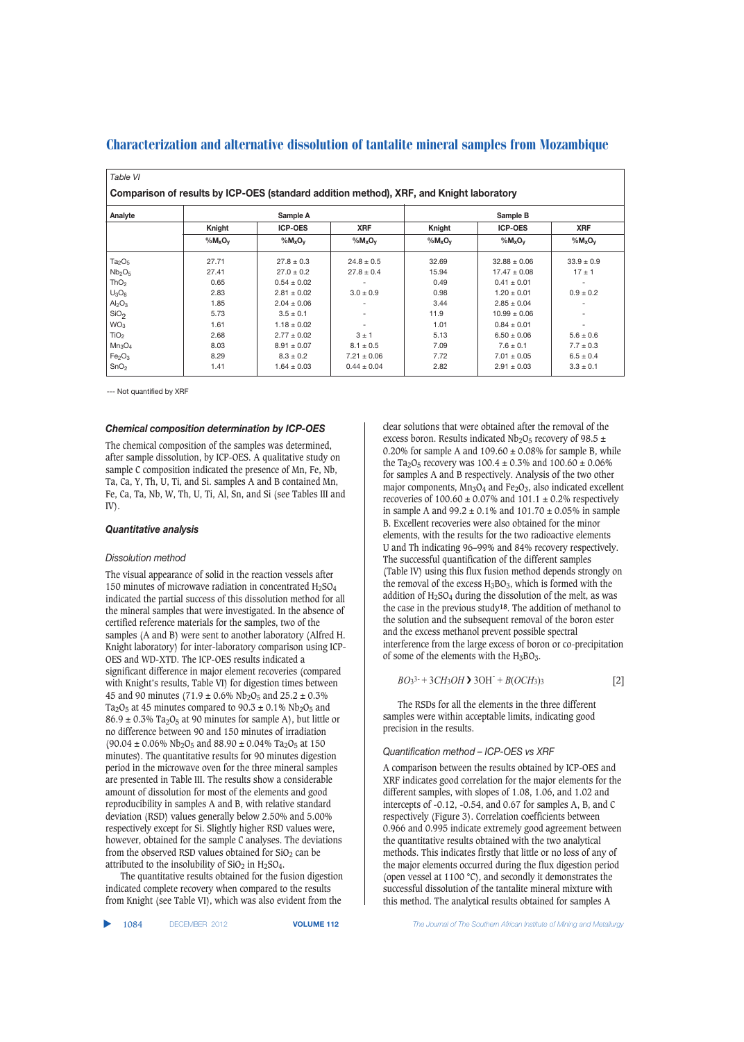Table VI

**Comparison of results by ICP-OES (standard addition method), XRF, and Knight laboratory**

| Analyte | Sample A | | | Sample B | | |
|---|---|---|---|---|---|---|
| | Knight | ICP-OES | XRF | Knight | ICP-OES | XRF |
| | $\%M_xO_y$ | $\%M_xO_y$ | $\%M_xO_y$ | $\%M_xO_y$ | $\%M_xO_y$ | $\%M_xO_y$ |
| $Ta_2O_5$ | 27.71 | 27.8 ± 0.3 | 24.8 ± 0.5 | 32.69 | 32.88 ± 0.06 | 33.9 ± 0.9 |
| $Nb_2O_5$ | 27.41 | 27.0 ± 0.2 | 27.8 ± 0.4 | 15.94 | 17.47 ± 0.08 | 17 ± 1 |
| $ThO_2$ | 0.65 | 0.54 ± 0.02 | - | 0.49 | 0.41 ± 0.01 | - |
| $U_3O_8$ | 2.83 | 2.81 ± 0.02 | 3.0 ± 0.9 | 0.98 | 1.20 ± 0.01 | 0.9 ± 0.2 |
| $Al_2O_3$ | 1.85 | 2.04 ± 0.06 | - | 3.44 | 2.85 ± 0.04 | - |
| $SiO_2$ | 5.73 | 3.5 ± 0.1 | - | 11.9 | 10.99 ± 0.06 | - |
| $WO_3$ | 1.61 | 1.18 ± 0.02 | - | 1.01 | 0.84 ± 0.01 | - |
| $TiO_2$ | 2.68 | 2.77 ± 0.02 | 3 ± 1 | 5.13 | 6.50 ± 0.06 | 5.6 ± 0.6 |
| $Mn_3O_4$ | 8.03 | 8.91 ± 0.07 | 8.1 ± 0.5 | 7.09 | 7.6 ± 0.1 | 7.7 ± 0.3 |
| $Fe_2O_3$ | 8.29 | 8.3 ± 0.2 | 7.21 ± 0.06 | 7.72 | 7.01 ± 0.05 | 6.5 ± 0.4 |
| $SnO_2$ | 1.41 | 1.64 ± 0.03 | 0.44 ± 0.04 | 2.82 | 2.91 ± 0.03 | 3.3 ± 0.1 |

--- Not quantified by XRF

### *Chemical composition determination by ICP-OES*

The chemical composition of the samples was determined, after sample dissolution, by ICP-OES. A qualitative study on sample C composition indicated the presence of Mn, Fe, Nb, Ta, Ca, Y, Th, U, Ti, and Si. samples A and B contained Mn, Fe, Ca, Ta, Nb, W, Th, U, Ti, Al, Sn, and Si (see Tables III and IV).

### *Quantitative analysis*

#### *Dissolution method*

The visual appearance of solid in the reaction vessels after 150 minutes of microwave radiation in concentrated $H_2SO_4$ indicated the partial success of this dissolution method for all the mineral samples that were investigated. In the absence of certified reference materials for the samples, two of the samples (A and B) were sent to another laboratory (Alfred H. Knight laboratory) for inter-laboratory comparison using ICP-OES and WD-XTD. The ICP-OES results indicated a significant difference in major element recoveries (compared with Knight's results, Table VI) for digestion times between 45 and 90 minutes (71.9 ± 0.6% $Nb_2O_5$ and 25.2 ± 0.3% $Ta_2O_5$ at 45 minutes compared to 90.3 ± 0.1% $Nb_2O_5$ and 86.9 ± 0.3% $Ta_2O_5$ at 90 minutes for sample A), but little or no difference between 90 and 150 minutes of irradiation (90.04 ± 0.06% $Nb_2O_5$ and 88.90 ± 0.04% $Ta_2O_5$ at 150 minutes). The quantitative results for 90 minutes digestion period in the microwave oven for the three mineral samples are presented in Table III. The results show a considerable amount of dissolution for most of the elements and good reproducibility in samples A and B, with relative standard deviation (RSD) values generally below 2.50% and 5.00% respectively except for Si. Slightly higher RSD values were, however, obtained for the sample C analyses. The deviations from the observed RSD values obtained for $SiO_2$ can be attributed to the insolubility of $SiO_2$ in $H_2SO_4$.

The quantitative results obtained for the fusion digestion indicated complete recovery when compared to the results from Knight (see Table VI), which was also evident from the clear solutions that were obtained after the removal of the excess boron. Results indicated $Nb_2O_5$ recovery of 98.5 ± 0.20% for sample A and 109.60 ± 0.08% for sample B, while the $Ta_2O_5$ recovery was 100.4 ± 0.3% and 100.60 ± 0.06% for samples A and B respectively. Analysis of the two other major components, $Mn_3O_4$ and $Fe_2O_3$, also indicated excellent recoveries of 100.60 ± 0.07% and 101.1 ± 0.2% respectively in sample A and 99.2 ± 0.1% and 101.70 ± 0.05% in sample B. Excellent recoveries were also obtained for the minor elements, with the results for the two radioactive elements U and Th indicating 96–99% and 84% recovery respectively. The successful quantification of the different samples (Table IV) using this flux fusion method depends strongly on the removal of the excess $H_3BO_3$, which is formed with the addition of $H_2SO_4$ during the dissolution of the melt, as was the case in the previous study[18]. The addition of methanol to the solution and the subsequent removal of the boron ester and the excess methanol prevent possible spectral interference from the large excess of boron or co-precipitation of some of the elements with the $H_3BO_3$.

$$BO_3^{3-} + 3CH_3OH \rightarrow 3OH^- + B(OCH_3)_3 \qquad [2]$$

The RSDs for all the elements in the three different samples were within acceptable limits, indicating good precision in the results.

#### *Quantification method – ICP-OES vs XRF*

A comparison between the results obtained by ICP-OES and XRF indicates good correlation for the major elements for the different samples, with slopes of 1.08, 1.06, and 1.02 and intercepts of -0.12, -0.54, and 0.67 for samples A, B, and C respectively (Figure 3). Correlation coefficients between 0.966 and 0.995 indicate extremely good agreement between the quantitative results obtained with the two analytical methods. This indicates firstly that little or no loss of any of the major elements occurred during the flux digestion period (open vessel at 1100 °C), and secondly it demonstrates the successful dissolution of the tantalite mineral mixture with this method. The analytical results obtained for samples A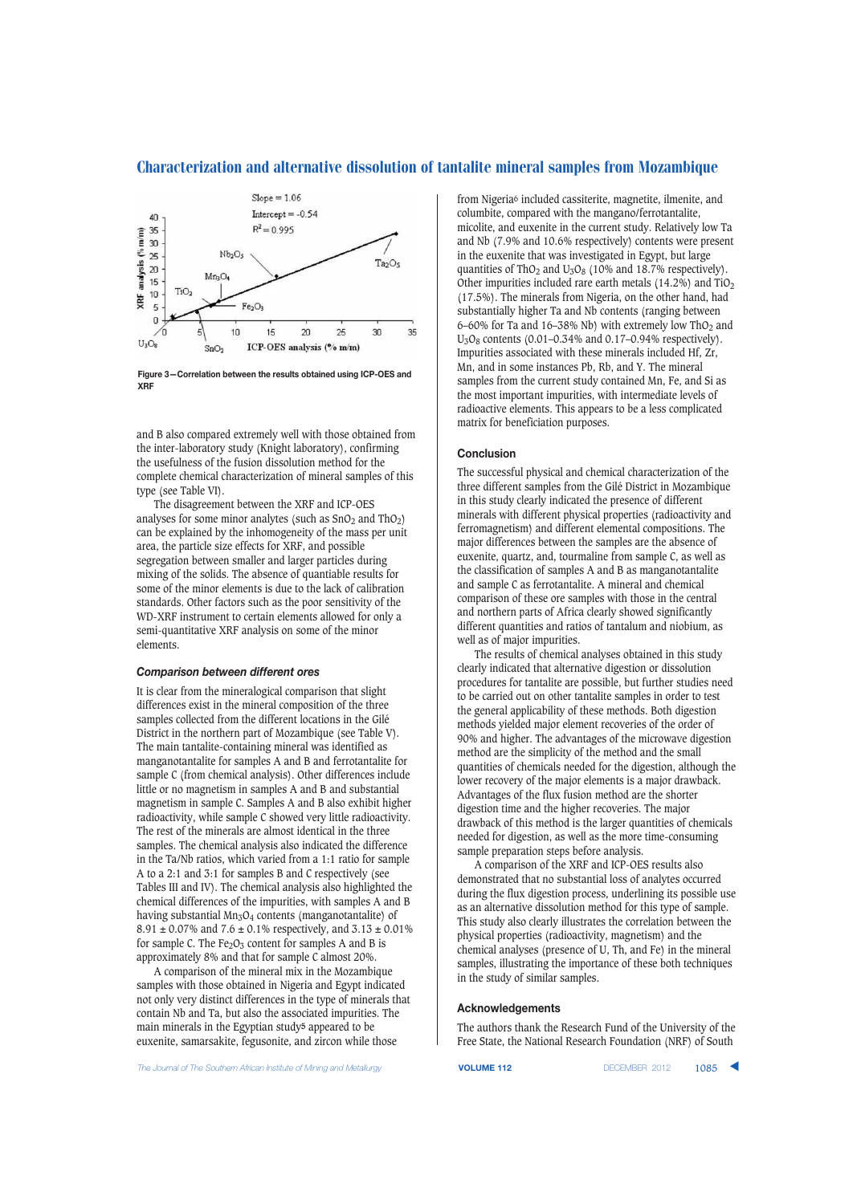Slope = 1.06

Intercept = -0.54

$R^2 = 0.995$

XRF analysis (% m/m)

ICP-OES analysis (% m/m)

$Nb_2O_5$

$Ta_2O_5$

$Mn_3O_4$

$TiO_2$

$Fe_2O_3$

$U_3O_8$

$SnO_2$

40 35 30 25 20 15 10 5 0

0 5 10 15 20 25 30 35

Figure 3—Correlation between the results obtained using ICP-OES and XRF

and B also compared extremely well with those obtained from the inter-laboratory study (Knight laboratory), confirming the usefulness of the fusion dissolution method for the complete chemical characterization of mineral samples of this type (see Table VI).

The disagreement between the XRF and ICP-OES analyses for some minor analytes (such as $SnO_2$ and $ThO_2$) can be explained by the inhomogeneity of the mass per unit area, the particle size effects for XRF, and possible segregation between smaller and larger particles during mixing of the solids. The absence of quantiable results for some of the minor elements is due to the lack of calibration standards. Other factors such as the poor sensitivity of the WD-XRF instrument to certain elements allowed for only a semi-quantitative XRF analysis on some of the minor elements.

### *Comparison between different ores*

It is clear from the mineralogical comparison that slight differences exist in the mineral composition of the three samples collected from the different locations in the Gilé District in the northern part of Mozambique (see Table V). The main tantalite-containing mineral was identified as manganotantalite for samples A and B and ferrotantalite for sample C (from chemical analysis). Other differences include little or no magnetism in samples A and B and substantial magnetism in sample C. Samples A and B also exhibit higher radioactivity, while sample C showed very little radioactivity. The rest of the minerals are almost identical in the three samples. The chemical analysis also indicated the difference in the Ta/Nb ratios, which varied from a 1:1 ratio for sample A to a 2:1 and 3:1 for samples B and C respectively (see Tables III and IV). The chemical analysis also highlighted the chemical differences of the impurities, with samples A and B having substantial $Mn_3O_4$ contents (manganotantalite) of 8.91 ± 0.07% and 7.6 ± 0.1% respectively, and 3.13 ± 0.01% for sample C. The $Fe_2O_3$ content for samples A and B is approximately 8% and that for sample C almost 20%.

A comparison of the Mozambique samples with those obtained in Nigeria and Egypt indicated not only very distinct differences in the type of minerals that contain Nb and Ta, but also the associated impurities. The main minerals in the Egyptian study[5] appeared to be euxenite, samarsakite, fegusonite, and zircon while those from Nigeria[6] included cassiterite, magnetite, ilmenite, and columbite, compared with the mangano/ferrotantalite, micolite, and euxenite in the current study. Relatively low Ta and Nb (7.9% and 10.6% respectively) contents were present in the euxenite that was investigated in Egypt, but large quantities of $ThO_2$ and $U_3O_8$ (10% and 18.7% respectively). Other impurities included rare earth metals (14.2%) and $TiO_2$ (17.5%). The minerals from Nigeria, on the other hand, had substantially higher Ta and Nb contents (ranging between 6–60% for Ta and 16–38% Nb) with extremely low $ThO_2$ and $U_3O_8$ contents (0.01–0.34% and 0.17–0.94% respectively). Impurities associated with these minerals included Hf, Zr, Mn, and in some instances Pb, Rb, and Y. The mineral samples from the current study contained Mn, Fe, and Si as the most important impurities, with intermediate levels of radioactive elements. This appears to be a less complicated matrix for beneficiation purposes.

## Conclusion

The successful physical and chemical characterization of the three different samples from the Gilé District in Mozambique in this study clearly indicated the presence of different minerals with different physical properties (radioactivity and ferromagnetism) and different elemental compositions. The major differences between the samples are the absence of euxenite, quartz, and, tourmaline from sample C, as well as the classification of samples A and B as manganotantalite and sample C as ferrotantalite. A mineral and chemical comparison of these ore samples with those in the central and northern parts of Africa clearly showed significantly different quantities and ratios of tantalum and niobium, as well as of major impurities.

The results of chemical analyses obtained in this study clearly indicated that alternative digestion or dissolution procedures for tantalite are possible, but further studies need to be carried out on other tantalite samples in order to test the general applicability of these methods. Both digestion methods yielded major element recoveries of the order of 90% and higher. The advantages of the microwave digestion method are the simplicity of the method and the small quantities of chemicals needed for the digestion, although the lower recovery of the major elements is a major drawback. Advantages of the flux fusion method are the shorter digestion time and the higher recoveries. The major drawback of this method is the larger quantities of chemicals needed for digestion, as well as the more time-consuming sample preparation steps before analysis.

A comparison of the XRF and ICP-OES results also demonstrated that no substantial loss of analytes occurred during the flux digestion process, underlining its possible use as an alternative dissolution method for this type of sample. This study also clearly illustrates the correlation between the physical properties (radioactivity, magnetism) and the chemical analyses (presence of U, Th, and Fe) in the mineral samples, illustrating the importance of these both techniques in the study of similar samples.

## Acknowledgements

The authors thank the Research Fund of the University of the Free State, the National Research Foundation (NRF) of South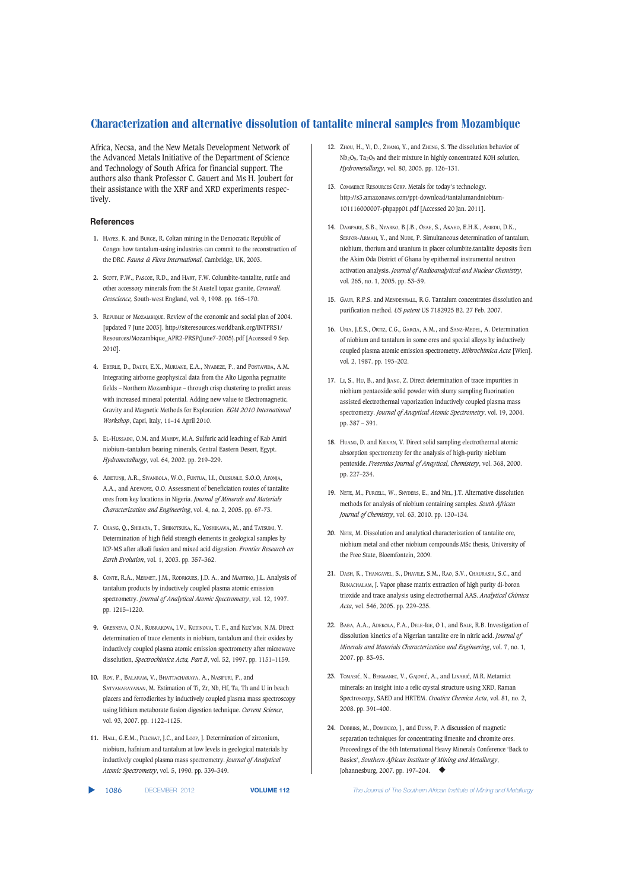Africa, Necsa, and the New Metals Development Network of the Advanced Metals Initiative of the Department of Science and Technology of South Africa for financial support. The authors also thank Professor C. Gauert and Ms H. Joubert for their assistance with the XRF and XRD experiments respectively.

## References

1. Hayes, K. and Burge, R. Coltan mining in the Democratic Republic of Congo: how tantalum-using industries can commit to the reconstruction of the DRC. *Fauna & Flora International*, Cambridge, UK, 2003.

2. Scott, P.W., Pascoe, R.D., and Hart, F.W. Columbite-tantalite, rutile and other accessory minerals from the St Austell topaz granite, *Cornwall. Geoscience,* South-west England, vol. 9, 1998. pp. 165–170.

3. Republic of Mozambique. Review of the economic and social plan of 2004. [updated 7 June 2005]. http://siteresources.worldbank.org/INTPRS1/Resources/Mozambique_APR2-PRSP(June7-2005).pdf [Accessed 9 Sep. 2010].

4. Eberle, D., Daudi, E.X., Muiuane, E.A., Nyabeze, P., and Pontavida, A.M. Integrating airborne geophysical data from the Alto Ligonha pegmatite fields – Northern Mozambique – through crisp clustering to predict areas with increased mineral potential. Adding new value to Electromagnetic, Gravity and Magnetic Methods for Exploration. *EGM 2010 International Workshop*, Capri, Italy, 11–14 April 2010.

5. El-Hussaini, O.M. and Mahdy, M.A. Sulfuric acid leaching of Kab Amiri niobium–tantalum bearing minerals, Central Eastern Desert, Egypt. *Hydrometallurgy*, vol. 64, 2002. pp. 219–229.

6. Adetunji, A.R., Siyanbola, W.O., Funtua, I.I., Olusunle, S.O.O, Afonja, A.A., and Adewoye, O.O. Assessment of beneficiation routes of tantalite ores from key locations in Nigeria. *Journal of Minerals and Materials Characterization and Engineering*, vol. 4, no. 2, 2005. pp. 67-73.

7. Chang, Q., Shibata, T., Shinotsuka, K., Yoshikawa, M., and Tatsumi, Y. Determination of high field strength elements in geological samples by ICP-MS after alkali fusion and mixed acid digestion. *Frontier Research on Earth Evolution*, vol. 1, 2003. pp. 357–362.

8. Conte, R.A., Mermet, J.M., Rodrigues, J.D. A., and Martino, J.L. Analysis of tantalum products by inductively coupled plasma atomic emission spectrometry. *Journal of Analytical Atomic Spectrometry*, vol. 12, 1997. pp. 1215–1220.

9. Grebneva, O.N., Kubrakova, I.V., Kudinova, T. F., and Kuz'min, N.M. Direct determination of trace elements in niobium, tantalum and their oxides by inductively coupled plasma atomic emission spectrometry after microwave dissolution, *Spectrochimica Acta, Part B*, vol. 52, 1997. pp. 1151–1159.

10. Roy, P., Balaram, V., Bhattacharaya, A., Nasipuri, P., and Satyanarayanan, M. Estimation of Ti, Zr, Nb, Hf, Ta, Th and U in beach placers and ferrodiorites by inductively coupled plasma mass spectroscopy using lithium metaborate fusion digestion technique. *Current Science*, vol. 93, 2007. pp. 1122–1125.

11. Hall, G.E.M., Pelchat, J.C., and Loop, J. Determination of zirconium, niobium, hafnium and tantalum at low levels in geological materials by inductively coupled plasma mass spectrometry. *Journal of Analytical Atomic Spectrometry*, vol. 5, 1990. pp. 339–349.

12. Zhou, H., Yi, D., Zhang, Y., and Zheng, S. The dissolution behavior of $Nb_2O_5$, $Ta_2O_5$ and their mixture in highly concentrated KOH solution, *Hydrometallurgy*, vol. 80, 2005. pp. 126–131.

13. Commerce Resources Corp. Metals for today's technology. http://s3.amazonaws.com/ppt-download/tantalumandniobium-101116000007-phpapp01.pdf [Accessed 20 Jan. 2011].

14. Dampare, S.B., Nyarko, B.J.B., Osae, S., Akaho, E.H.K., Asiedu, D.K., Serfor-Armah, Y., and Nude, P. Simultaneous determination of tantalum, niobium, thorium and uranium in placer columbite.tantalite deposits from the Akim Oda District of Ghana by epithermal instrumental neutron activation analysis. *Journal of Radioanalytical and Nuclear Chemistry*, vol. 265, no. 1, 2005. pp. 53–59.

15. Gaur, R.P.S. and Mendenhall, R.G. Tantalum concentrates dissolution and purification method. *US patent* US 7182925 B2. 27 Feb. 2007.

16. Uria, J.E.S., Ortiz, C.G., Garcia, A.M., and Sanz-Medel, A. Determination of niobium and tantalum in some ores and special alloys by inductively coupled plasma atomic emission spectrometry. *Mikrochimica Acta* [Wien]. vol. 2, 1987. pp. 195–202.

17. Li, S., Hu, B., and Jiang, Z. Direct determination of trace impurities in niobium pentaoxide solid powder with slurry sampling fluorination assisted electrothermal vaporization inductively coupled plasma mass spectrometry. *Journal of Anaytical Atomic Spectrometry*, vol. 19, 2004. pp. 387 – 391.

18. Huang, D. and Krivan, V. Direct solid sampling electrothermal atomic absorption spectrometry for the analysis of high-purity niobium pentoxide. *Fresenius Journal of Anaytical, Chemistery*, vol. 368, 2000. pp. 227–234.

19. Nete, M., Purcell, W., Snyders, E., and Nel, J.T. Alternative dissolution methods for analysis of niobium containing samples. *South African Journal of Chemistry*, vol. 63, 2010. pp. 130–134.

20. Nete, M. Dissolution and analytical characterization of tantalite ore, niobium metal and other niobium compounds MSc thesis, University of the Free State, Bloemfontein, 2009.

21. Dash, K., Thangavel, S., Dhavile, S.M., Rao, S.V., Chaurasia, S.C., and Runachalam, J. Vapor phase matrix extraction of high purity di-boron trioxide and trace analysis using electrothermal AAS. *Analytical Chimica Acta*, vol. 546, 2005. pp. 229–235.

22. Baba, A.A., Adekola, F.A., Dele-Ige, O I., and Bale, R.B. Investigation of dissolution kinetics of a Nigerian tantalite ore in nitric acid. *Journal of Minerals and Materials Characterization and Engineering*, vol. 7, no. 1, 2007. pp. 83–95.

23. Tomasić, N., Bermanec, V., Gajović, A., and Linarić, M.R. Metamict minerals: an insight into a relic crystal structure using XRD, Raman Spectroscopy, SAED and HRTEM. *Croatica Chemica Acta*, vol. 81, no. 2, 2008. pp. 391–400.

24. Dobbins, M., Domenico, J., and Dunn, P. A discussion of magnetic separation techniques for concentrating ilmenite and chromite ores. Proceedings of the 6th International Heavy Minerals Conference 'Back to Basics', *Southern African Institute of Mining and Metallurgy*, Johannesburg, 2007. pp. 197–204. ◆